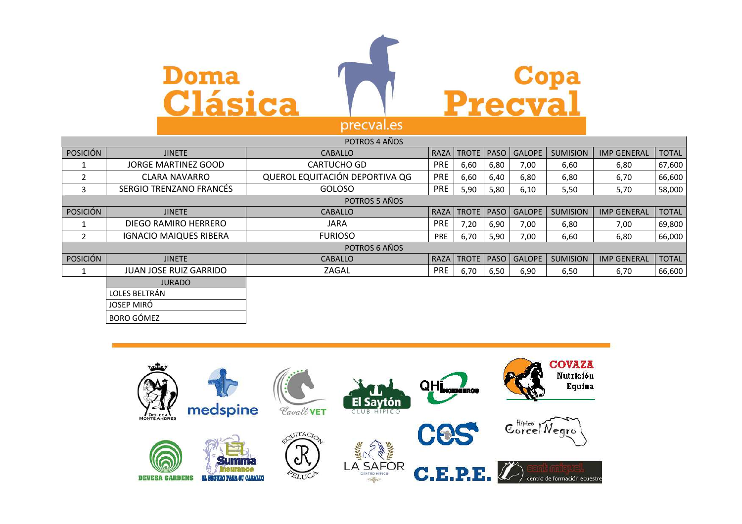# Doma Clásica Copa Precval

precval.es

| POTROS 4 AÑOS | | | | | | | | | |
|---|---|---|---|---|---|---|---|---|---|
| POSICIÓN | JINETE | CABALLO | RAZA | TROTE | PASO | GALOPE | SUMISION | IMP GENERAL | TOTAL |
| 1 | JORGE MARTINEZ GOOD | CARTUCHO GD | PRE | 6,60 | 6,80 | 7,00 | 6,60 | 6,80 | 67,600 |
| 2 | CLARA NAVARRO | QUEROL EQUITACIÓN DEPORTIVA QG | PRE | 6,60 | 6,40 | 6,80 | 6,80 | 6,70 | 66,600 |
| 3 | SERGIO TRENZANO FRANCÉS | GOLOSO | PRE | 5,90 | 5,80 | 6,10 | 5,50 | 5,70 | 58,000 |
| POTROS 5 AÑOS | | | | | | | | | |
| POSICIÓN | JINETE | CABALLO | RAZA | TROTE | PASO | GALOPE | SUMISION | IMP GENERAL | TOTAL |
| 1 | DIEGO RAMIRO HERRERO | JARA | PRE | 7,20 | 6,90 | 7,00 | 6,80 | 7,00 | 69,800 |
| 2 | IGNACIO MAIQUES RIBERA | FURIOSO | PRE | 6,70 | 5,90 | 7,00 | 6,60 | 6,80 | 66,000 |
| POTROS 6 AÑOS | | | | | | | | | |
| POSICIÓN | JINETE | CABALLO | RAZA | TROTE | PASO | GALOPE | SUMISION | IMP GENERAL | TOTAL |
| 1 | JUAN JOSE RUIZ GARRIDO | ZAGAL | PRE | 6,70 | 6,50 | 6,90 | 6,50 | 6,70 | 66,600 |

| JURADO |
|---|
| LOLES BELTRÁN |
| JOSEP MIRÓ |
| BORO GÓMEZ |

DEHESA MONTE ANDRES · medspine · Cavall VET · El Saytón CLUB HIPICO · QHi INGENIEROS · COVAZA Nutrición Equina · CES · Hípica Corcel Negro · DEVESA GARDENS · Summa Insurance EL SEGURO PARA SU CABALLO · EQUITACION R PELUCA · LA SAFOR CENTRO HIPICO · C.E.P.E. · sant miquel centro de formación ecuestre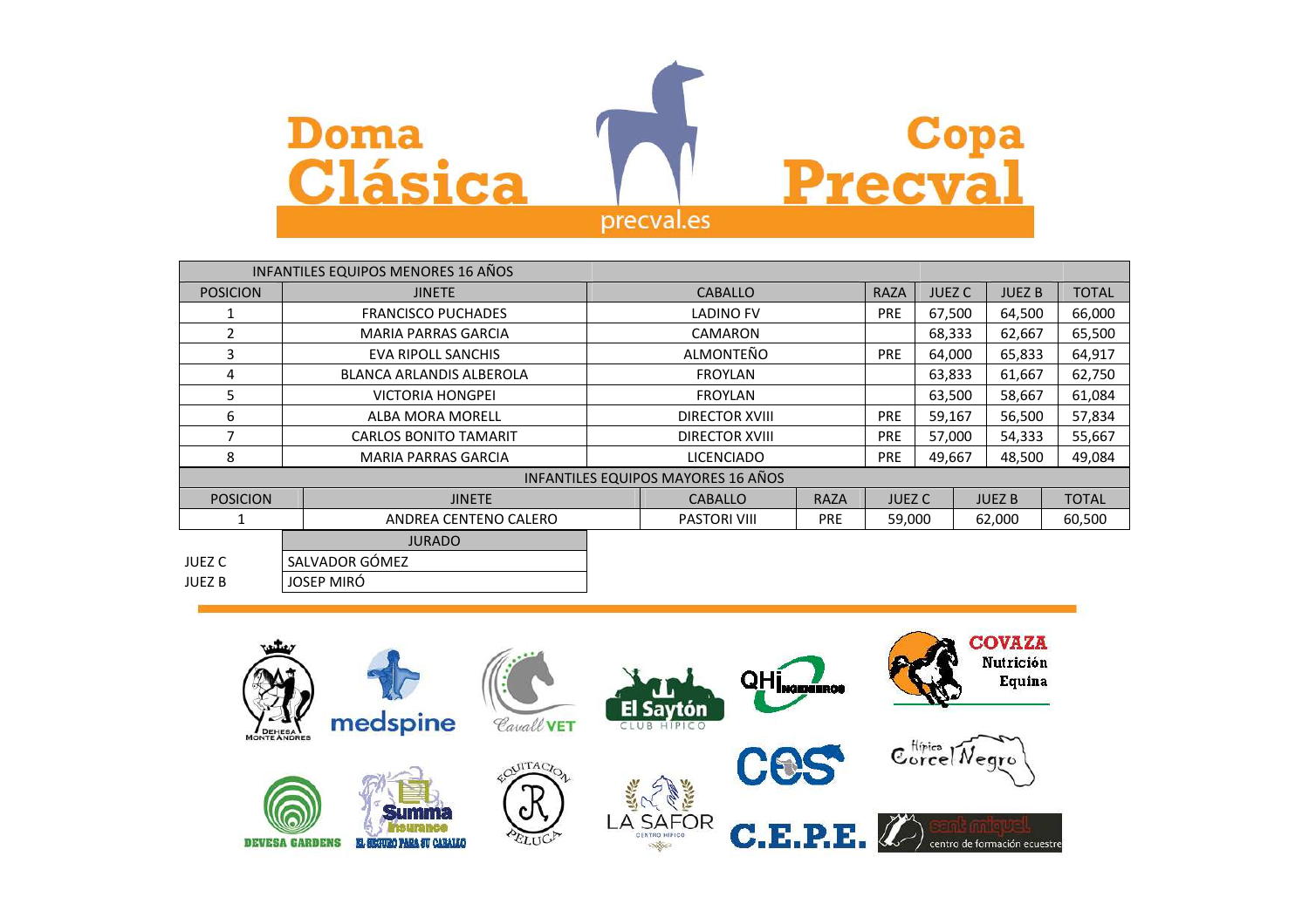# Doma Clásica — Copa Precval

precval.es

| INFANTILES EQUIPOS MENORES 16 AÑOS | | | | | | |
|---|---|---|---|---|---|---|
| POSICION | JINETE | CABALLO | RAZA | JUEZ C | JUEZ B | TOTAL |
| 1 | FRANCISCO PUCHADES | LADINO FV | PRE | 67,500 | 64,500 | 66,000 |
| 2 | MARIA PARRAS GARCIA | CAMARON | | 68,333 | 62,667 | 65,500 |
| 3 | EVA RIPOLL SANCHIS | ALMONTEÑO | PRE | 64,000 | 65,833 | 64,917 |
| 4 | BLANCA ARLANDIS ALBEROLA | FROYLAN | | 63,833 | 61,667 | 62,750 |
| 5 | VICTORIA HONGPEI | FROYLAN | | 63,500 | 58,667 | 61,084 |
| 6 | ALBA MORA MORELL | DIRECTOR XVIII | PRE | 59,167 | 56,500 | 57,834 |
| 7 | CARLOS BONITO TAMARIT | DIRECTOR XVIII | PRE | 57,000 | 54,333 | 55,667 |
| 8 | MARIA PARRAS GARCIA | LICENCIADO | PRE | 49,667 | 48,500 | 49,084 |

| INFANTILES EQUIPOS MAYORES 16 AÑOS | | | | | | |
|---|---|---|---|---|---|---|
| POSICION | JINETE | CABALLO | RAZA | JUEZ C | JUEZ B | TOTAL |
| 1 | ANDREA CENTENO CALERO | PASTORI VIII | PRE | 59,000 | 62,000 | 60,500 |

| | JURADO |
|---|---|
| JUEZ C | SALVADOR GÓMEZ |
| JUEZ B | JOSEP MIRÓ |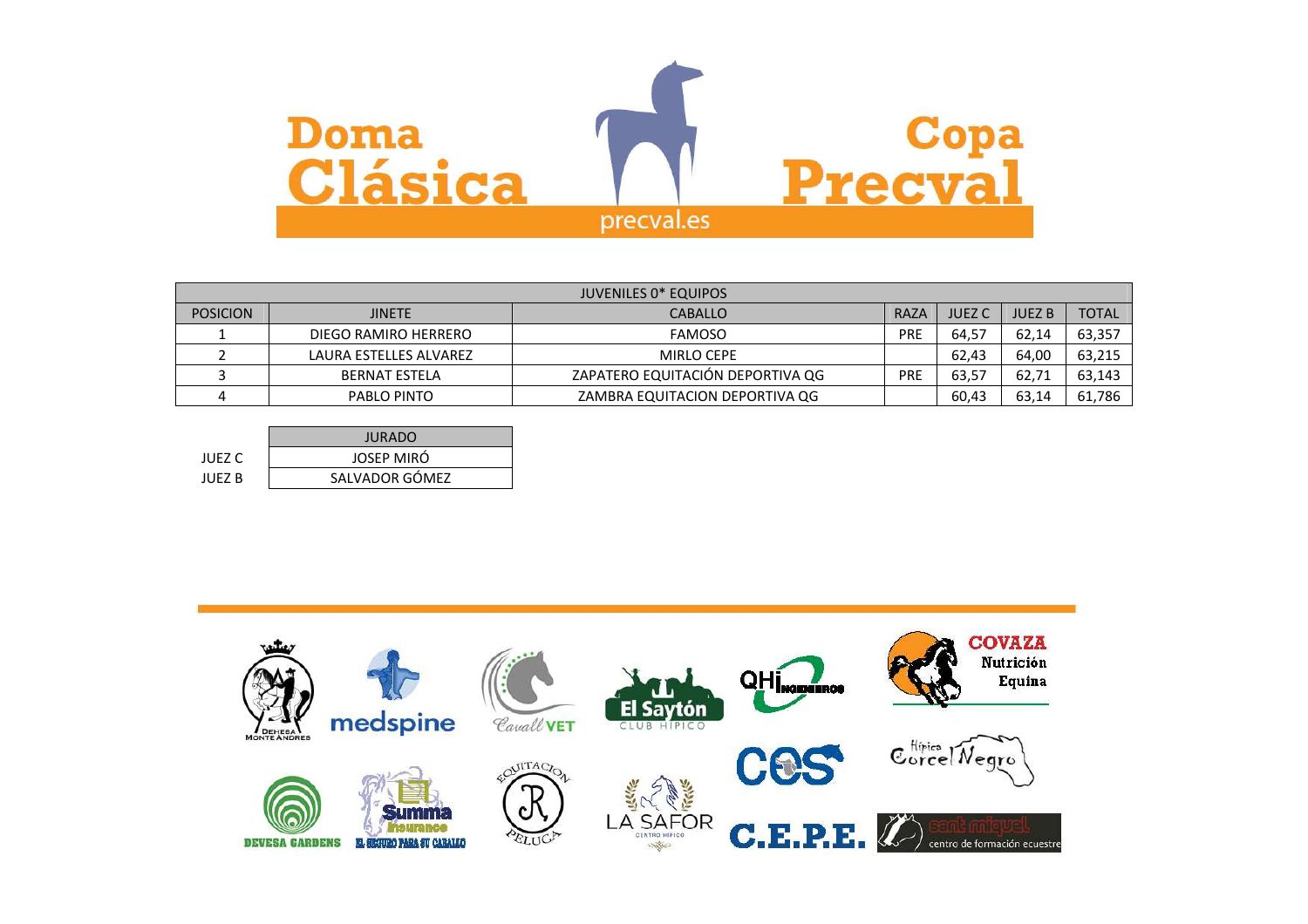# Doma Clásica Copa Precval

precval.es

| JUVENILES 0* EQUIPOS | | | | | | |
|---|---|---|---|---|---|---|
| POSICION | JINETE | CABALLO | RAZA | JUEZ C | JUEZ B | TOTAL |
| 1 | DIEGO RAMIRO HERRERO | FAMOSO | PRE | 64,57 | 62,14 | 63,357 |
| 2 | LAURA ESTELLES ALVAREZ | MIRLO CEPE | | 62,43 | 64,00 | 63,215 |
| 3 | BERNAT ESTELA | ZAPATERO EQUITACIÓN DEPORTIVA QG | PRE | 63,57 | 62,71 | 63,143 |
| 4 | PABLO PINTO | ZAMBRA EQUITACION DEPORTIVA QG | | 60,43 | 63,14 | 61,786 |

| | JURADO |
|---|---|
| JUEZ C | JOSEP MIRÓ |
| JUEZ B | SALVADOR GÓMEZ |

Dehesa Monte Andres · medspine · Cavall VET · El Saytón Club Hípico · QHi Ingenieros · COVAZA Nutrición Equina · CES · Hípica Corcel Negro · Devesa Gardens · Summa Insurance El seguro para su caballo · Equitación Peluca · La Safor Centro Hípico · C.E.P.E. · Sant Miquel centro de formación ecuestre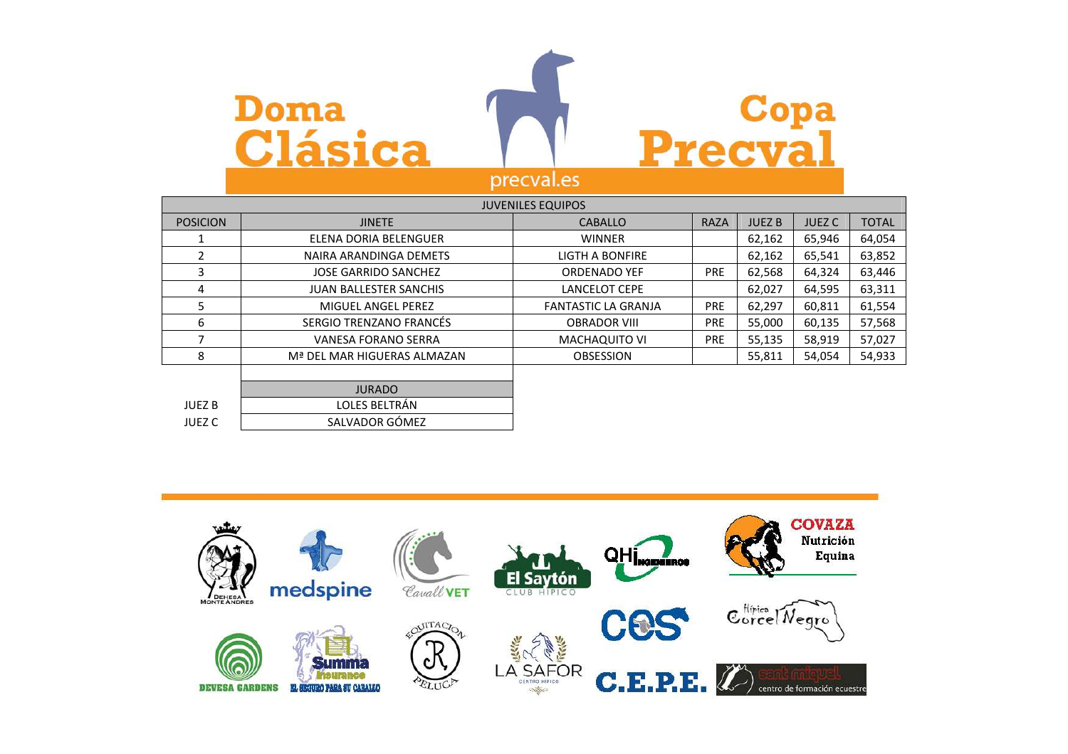# Doma Clásica Copa Precval

precval.es

| JUVENILES EQUIPOS | | | | | | |
|---|---|---|---|---|---|---|
| POSICION | JINETE | CABALLO | RAZA | JUEZ B | JUEZ C | TOTAL |
| 1 | ELENA DORIA BELENGUER | WINNER | | 62,162 | 65,946 | 64,054 |
| 2 | NAIRA ARANDINGA DEMETS | LIGTH A BONFIRE | | 62,162 | 65,541 | 63,852 |
| 3 | JOSE GARRIDO SANCHEZ | ORDENADO YEF | PRE | 62,568 | 64,324 | 63,446 |
| 4 | JUAN BALLESTER SANCHIS | LANCELOT CEPE | | 62,027 | 64,595 | 63,311 |
| 5 | MIGUEL ANGEL PEREZ | FANTASTIC LA GRANJA | PRE | 62,297 | 60,811 | 61,554 |
| 6 | SERGIO TRENZANO FRANCÉS | OBRADOR VIII | PRE | 55,000 | 60,135 | 57,568 |
| 7 | VANESA FORANO SERRA | MACHAQUITO VI | PRE | 55,135 | 58,919 | 57,027 |
| 8 | Mª DEL MAR HIGUERAS ALMAZAN | OBSESSION | | 55,811 | 54,054 | 54,933 |

| | JURADO |
|---|---|
| JUEZ B | LOLES BELTRÁN |
| JUEZ C | SALVADOR GÓMEZ |

DEHESA MONTE ANDRES · medspine · Cavall VET · El Saytón CLUB HIPICO · QHi INGENIEROS · COVAZA Nutrición Equina · CES · Hípica Corcel Negro · DEVESA GARDENS · Summa Insurance EL SEGURO PARA SU CABALLO · EQUITACION R PELUCA · LA SAFOR CENTRO HIPICO · C.E.P.E. · sant miquel centro de formación ecuestre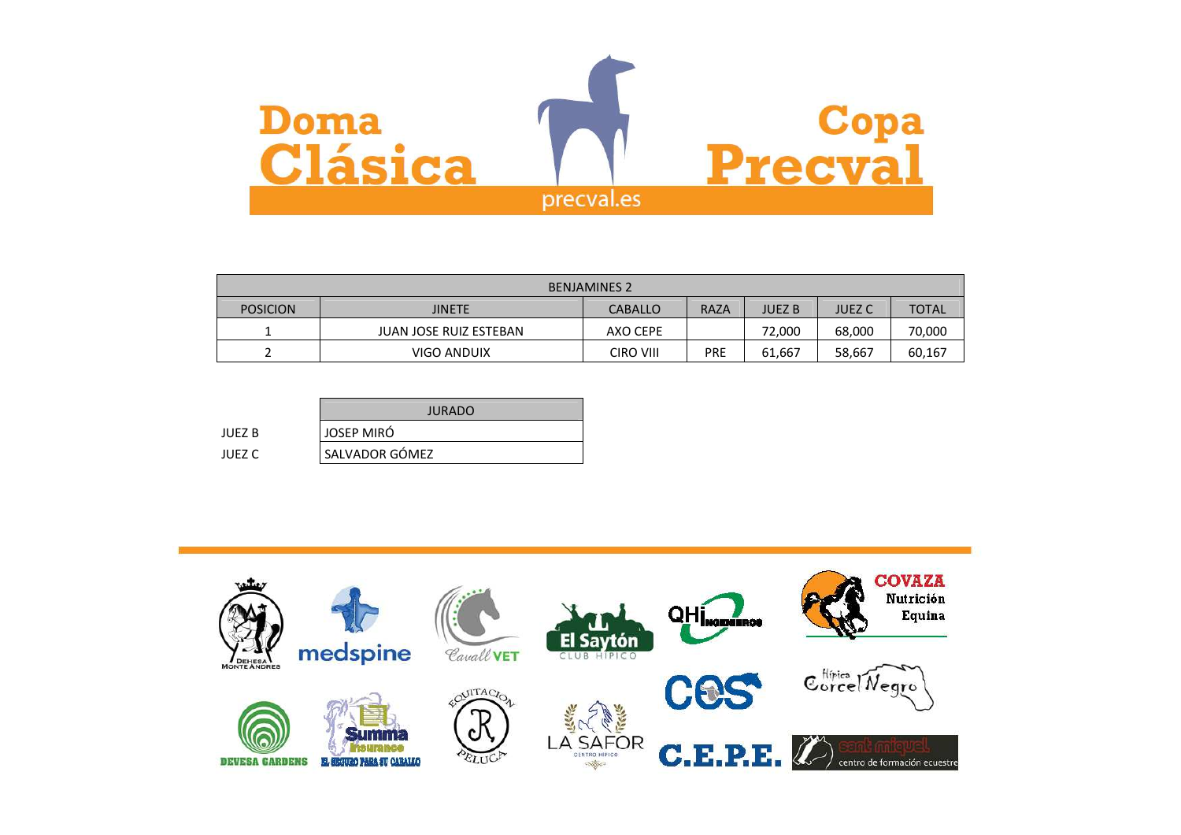# Doma Clásica Copa Precval

precval.es

| BENJAMINES 2 | | | | | | |
|---|---|---|---|---|---|---|
| POSICION | JINETE | CABALLO | RAZA | JUEZ B | JUEZ C | TOTAL |
| 1 | JUAN JOSE RUIZ ESTEBAN | AXO CEPE | | 72,000 | 68,000 | 70,000 |
| 2 | VIGO ANDUIX | CIRO VIII | PRE | 61,667 | 58,667 | 60,167 |

| | JURADO |
|---|---|
| JUEZ B | JOSEP MIRÓ |
| JUEZ C | SALVADOR GÓMEZ |

DEHESA MONTE ANDRES · medspine · Cavall VET · El Saytón CLUB HIPICO · QHI INGENIEROS · COVAZA Nutrición Equina · CES · Hípica Corcel Negro · DEVESA GARDENS · Summa Insurance EL SEGURO PARA SU CABALLO · EQUITACION PELUCA · LA SAFOR CENTRO HIPICO · C.E.P.E. · sant miquel centro de formación ecuestre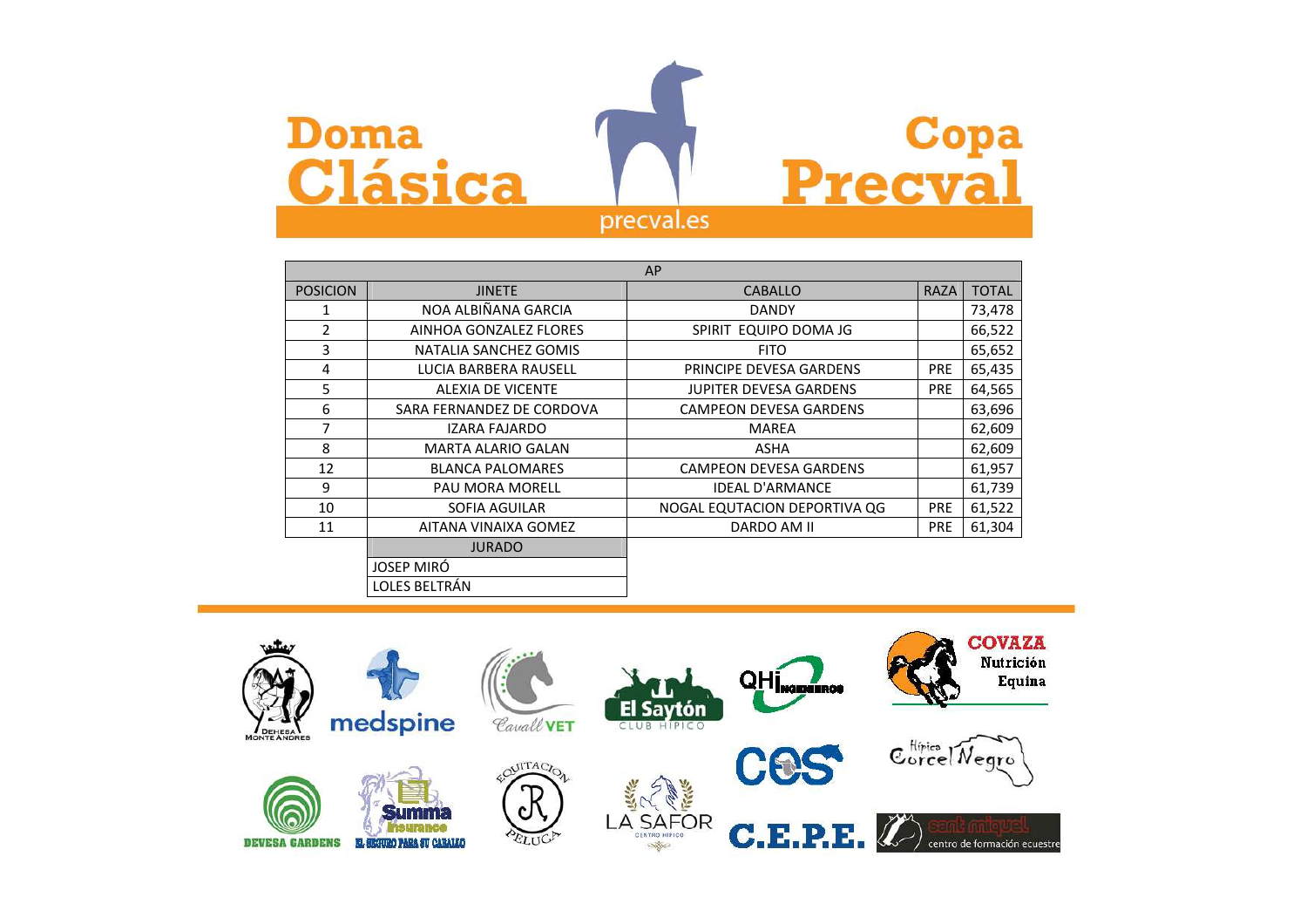# Doma Clásica Copa Precval

precval.es

| AP | | | | |
|---|---|---|---|---|
| POSICION | JINETE | CABALLO | RAZA | TOTAL |
| 1 | NOA ALBIÑANA GARCIA | DANDY | | 73,478 |
| 2 | AINHOA GONZALEZ FLORES | SPIRIT EQUIPO DOMA JG | | 66,522 |
| 3 | NATALIA SANCHEZ GOMIS | FITO | | 65,652 |
| 4 | LUCIA BARBERA RAUSELL | PRINCIPE DEVESA GARDENS | PRE | 65,435 |
| 5 | ALEXIA DE VICENTE | JUPITER DEVESA GARDENS | PRE | 64,565 |
| 6 | SARA FERNANDEZ DE CORDOVA | CAMPEON DEVESA GARDENS | | 63,696 |
| 7 | IZARA FAJARDO | MAREA | | 62,609 |
| 8 | MARTA ALARIO GALAN | ASHA | | 62,609 |
| 12 | BLANCA PALOMARES | CAMPEON DEVESA GARDENS | | 61,957 |
| 9 | PAU MORA MORELL | IDEAL D'ARMANCE | | 61,739 |
| 10 | SOFIA AGUILAR | NOGAL EQUTACION DEPORTIVA QG | PRE | 61,522 |
| 11 | AITANA VINAIXA GOMEZ | DARDO AM II | PRE | 61,304 |

| JURADO |
|---|
| JOSEP MIRÓ |
| LOLES BELTRÁN |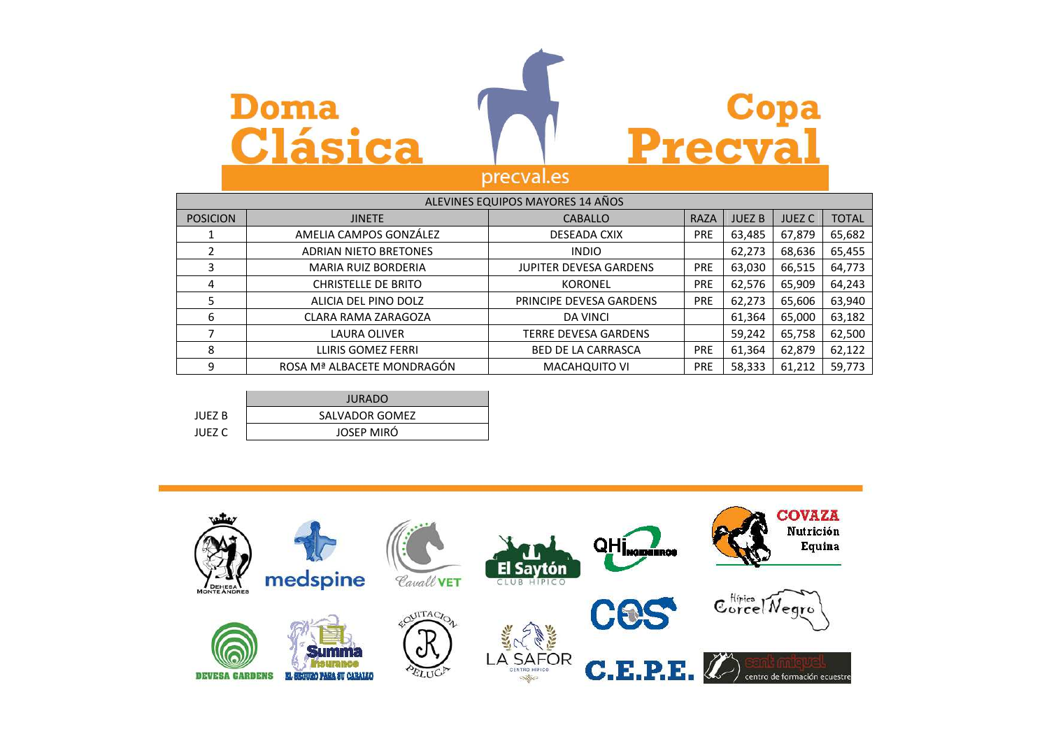# Doma Clásica Copa Precval

precval.es

| ALEVINES EQUIPOS MAYORES 14 AÑOS | | | | | | |
|---|---|---|---|---|---|---|
| POSICION | JINETE | CABALLO | RAZA | JUEZ B | JUEZ C | TOTAL |
| 1 | AMELIA CAMPOS GONZÁLEZ | DESEADA CXIX | PRE | 63,485 | 67,879 | 65,682 |
| 2 | ADRIAN NIETO BRETONES | INDIO | | 62,273 | 68,636 | 65,455 |
| 3 | MARIA RUIZ BORDERIA | JUPITER DEVESA GARDENS | PRE | 63,030 | 66,515 | 64,773 |
| 4 | CHRISTELLE DE BRITO | KORONEL | PRE | 62,576 | 65,909 | 64,243 |
| 5 | ALICIA DEL PINO DOLZ | PRINCIPE DEVESA GARDENS | PRE | 62,273 | 65,606 | 63,940 |
| 6 | CLARA RAMA ZARAGOZA | DA VINCI | | 61,364 | 65,000 | 63,182 |
| 7 | LAURA OLIVER | TERRE DEVESA GARDENS | | 59,242 | 65,758 | 62,500 |
| 8 | LLIRIS GOMEZ FERRI | BED DE LA CARRASCA | PRE | 61,364 | 62,879 | 62,122 |
| 9 | ROSA Mª ALBACETE MONDRAGÓN | MACAHQUITO VI | PRE | 58,333 | 61,212 | 59,773 |

| | JURADO |
|---|---|
| JUEZ B | SALVADOR GOMEZ |
| JUEZ C | JOSEP MIRÓ |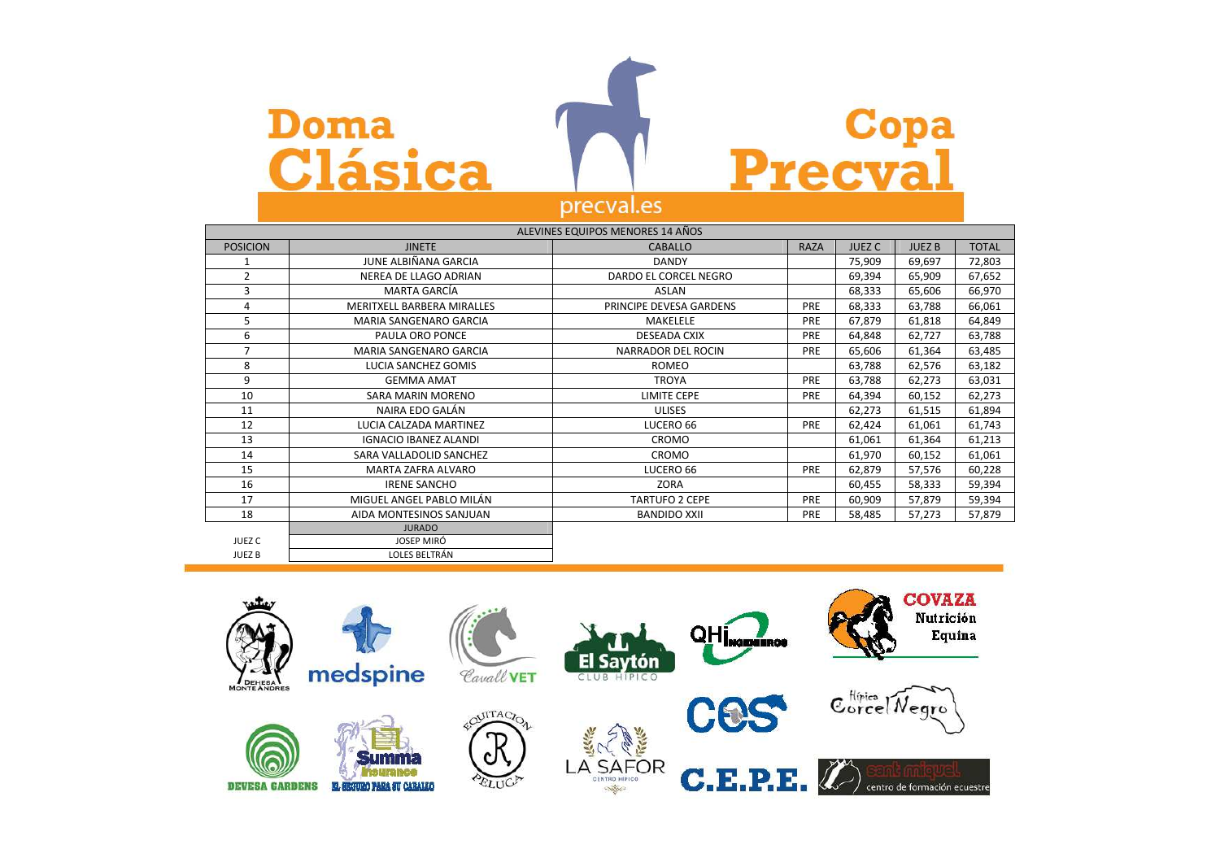# Doma Clásica

# Copa Precval

precval.es

| ALEVINES EQUIPOS MENORES 14 AÑOS | | | | | | |
|---|---|---|---|---|---|---|
| POSICION | JINETE | CABALLO | RAZA | JUEZ C | JUEZ B | TOTAL |
| 1 | JUNE ALBIÑANA GARCIA | DANDY | | 75,909 | 69,697 | 72,803 |
| 2 | NEREA DE LLAGO ADRIAN | DARDO EL CORCEL NEGRO | | 69,394 | 65,909 | 67,652 |
| 3 | MARTA GARCÍA | ASLAN | | 68,333 | 65,606 | 66,970 |
| 4 | MERITXELL BARBERA MIRALLES | PRINCIPE DEVESA GARDENS | PRE | 68,333 | 63,788 | 66,061 |
| 5 | MARIA SANGENARO GARCIA | MAKELELE | PRE | 67,879 | 61,818 | 64,849 |
| 6 | PAULA ORO PONCE | DESEADA CXIX | PRE | 64,848 | 62,727 | 63,788 |
| 7 | MARIA SANGENARO GARCIA | NARRADOR DEL ROCIN | PRE | 65,606 | 61,364 | 63,485 |
| 8 | LUCIA SANCHEZ GOMIS | ROMEO | | 63,788 | 62,576 | 63,182 |
| 9 | GEMMA AMAT | TROYA | PRE | 63,788 | 62,273 | 63,031 |
| 10 | SARA MARIN MORENO | LIMITE CEPE | PRE | 64,394 | 60,152 | 62,273 |
| 11 | NAIRA EDO GALÁN | ULISES | | 62,273 | 61,515 | 61,894 |
| 12 | LUCIA CALZADA MARTINEZ | LUCERO 66 | PRE | 62,424 | 61,061 | 61,743 |
| 13 | IGNACIO IBANEZ ALANDI | CROMO | | 61,061 | 61,364 | 61,213 |
| 14 | SARA VALLADOLID SANCHEZ | CROMO | | 61,970 | 60,152 | 61,061 |
| 15 | MARTA ZAFRA ALVARO | LUCERO 66 | PRE | 62,879 | 57,576 | 60,228 |
| 16 | IRENE SANCHO | ZORA | | 60,455 | 58,333 | 59,394 |
| 17 | MIGUEL ANGEL PABLO MILÁN | TARTUFO 2 CEPE | PRE | 60,909 | 57,879 | 59,394 |
| 18 | AIDA MONTESINOS SANJUAN | BANDIDO XXII | PRE | 58,485 | 57,273 | 57,879 |

| | JURADO |
|---|---|
| JUEZ C | JOSEP MIRÓ |
| JUEZ B | LOLES BELTRÁN |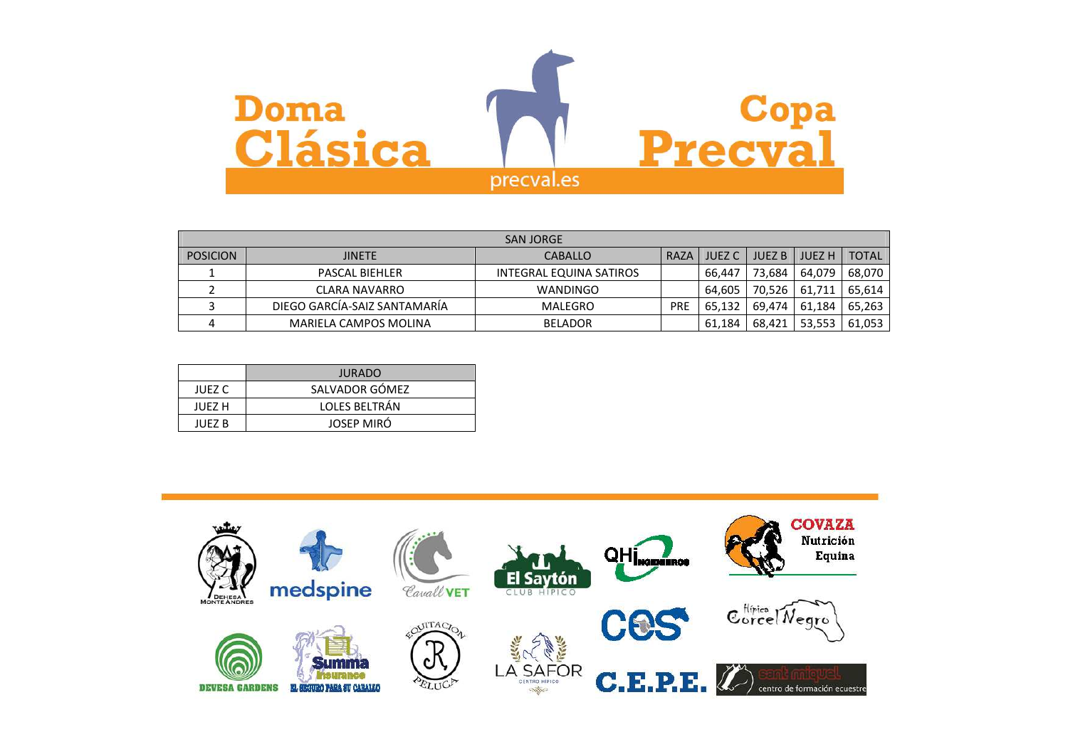# Doma Clásica Copa Precval

precval.es

| SAN JORGE | | | | | | | |
|---|---|---|---|---|---|---|---|
| POSICION | JINETE | CABALLO | RAZA | JUEZ C | JUEZ B | JUEZ H | TOTAL |
| 1 | PASCAL BIEHLER | INTEGRAL EQUINA SATIROS | | 66,447 | 73,684 | 64,079 | 68,070 |
| 2 | CLARA NAVARRO | WANDINGO | | 64,605 | 70,526 | 61,711 | 65,614 |
| 3 | DIEGO GARCÍA-SAIZ SANTAMARÍA | MALEGRO | PRE | 65,132 | 69,474 | 61,184 | 65,263 |
| 4 | MARIELA CAMPOS MOLINA | BELADOR | | 61,184 | 68,421 | 53,553 | 61,053 |

| | JURADO |
|---|---|
| JUEZ C | SALVADOR GÓMEZ |
| JUEZ H | LOLES BELTRÁN |
| JUEZ B | JOSEP MIRÓ |